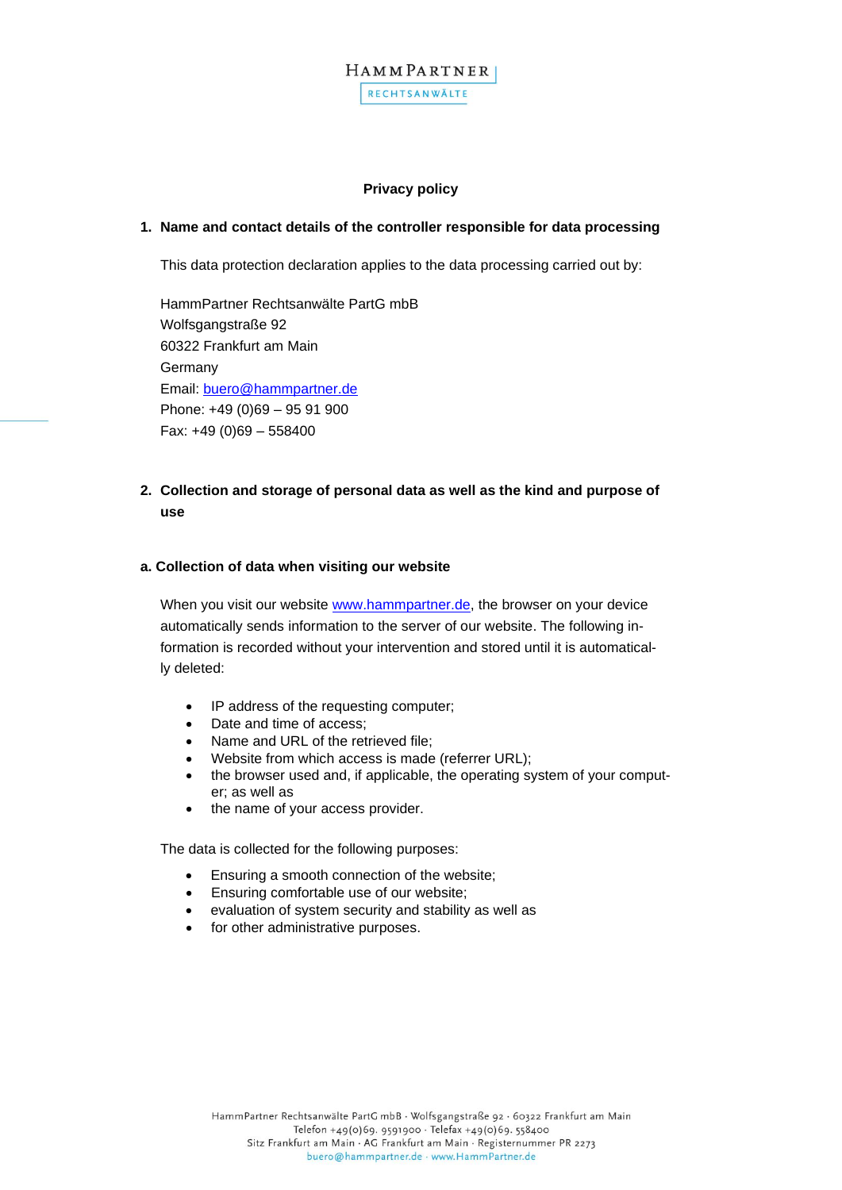HAMMPARTNER
RECHTSANWÄLTE

# Privacy policy

## 1. Name and contact details of the controller responsible for data processing

This data protection declaration applies to the data processing carried out by:

HammPartner Rechtsanwälte PartG mbB
Wolfgangstraße 92
60322 Frankfurt am Main
Germany
Email: buero@hammpartner.de
Phone: +49 (0)69 – 95 91 900
Fax: +49 (0)69 – 558400

## 2. Collection and storage of personal data as well as the kind and purpose of use

### a. Collection of data when visiting our website

When you visit our website www.hammpartner.de, the browser on your device automatically sends information to the server of our website. The following information is recorded without your intervention and stored until it is automatically deleted:

- IP address of the requesting computer;
- Date and time of access;
- Name and URL of the retrieved file;
- Website from which access is made (referrer URL);
- the browser used and, if applicable, the operating system of your computer; as well as
- the name of your access provider.

The data is collected for the following purposes:

- Ensuring a smooth connection of the website;
- Ensuring comfortable use of our website;
- evaluation of system security and stability as well as
- for other administrative purposes.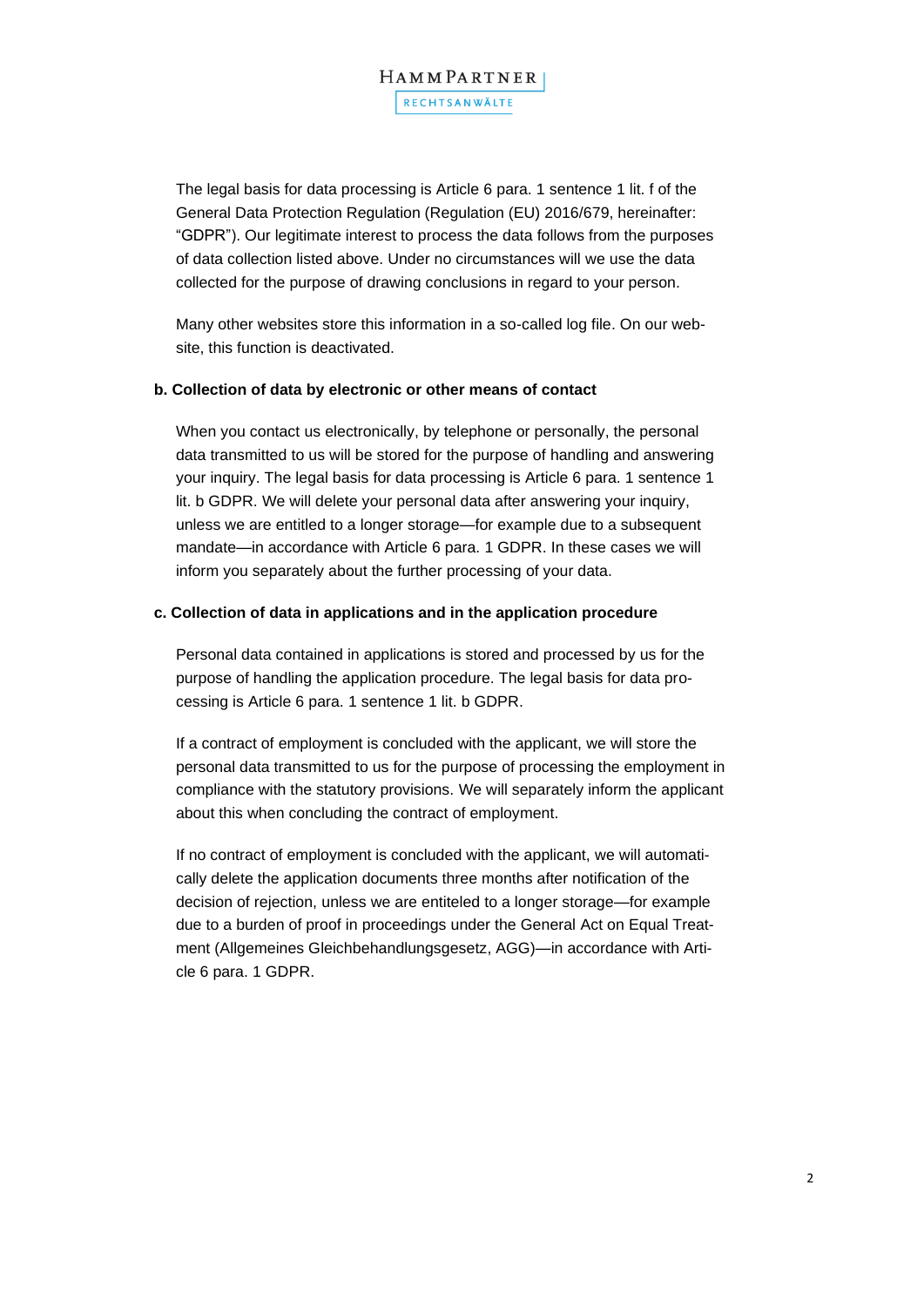The legal basis for data processing is Article 6 para. 1 sentence 1 lit. f of the General Data Protection Regulation (Regulation (EU) 2016/679, hereinafter: "GDPR"). Our legitimate interest to process the data follows from the purposes of data collection listed above. Under no circumstances will we use the data collected for the purpose of drawing conclusions in regard to your person.

Many other websites store this information in a so-called log file. On our website, this function is deactivated.

**b. Collection of data by electronic or other means of contact**

When you contact us electronically, by telephone or personally, the personal data transmitted to us will be stored for the purpose of handling and answering your inquiry. The legal basis for data processing is Article 6 para. 1 sentence 1 lit. b GDPR. We will delete your personal data after answering your inquiry, unless we are entitled to a longer storage—for example due to a subsequent mandate—in accordance with Article 6 para. 1 GDPR. In these cases we will inform you separately about the further processing of your data.

**c. Collection of data in applications and in the application procedure**

Personal data contained in applications is stored and processed by us for the purpose of handling the application procedure. The legal basis for data processing is Article 6 para. 1 sentence 1 lit. b GDPR.

If a contract of employment is concluded with the applicant, we will store the personal data transmitted to us for the purpose of processing the employment in compliance with the statutory provisions. We will separately inform the applicant about this when concluding the contract of employment.

If no contract of employment is concluded with the applicant, we will automatically delete the application documents three months after notification of the decision of rejection, unless we are entiteled to a longer storage—for example due to a burden of proof in proceedings under the General Act on Equal Treatment (Allgemeines Gleichbehandlungsgesetz, AGG)—in accordance with Article 6 para. 1 GDPR.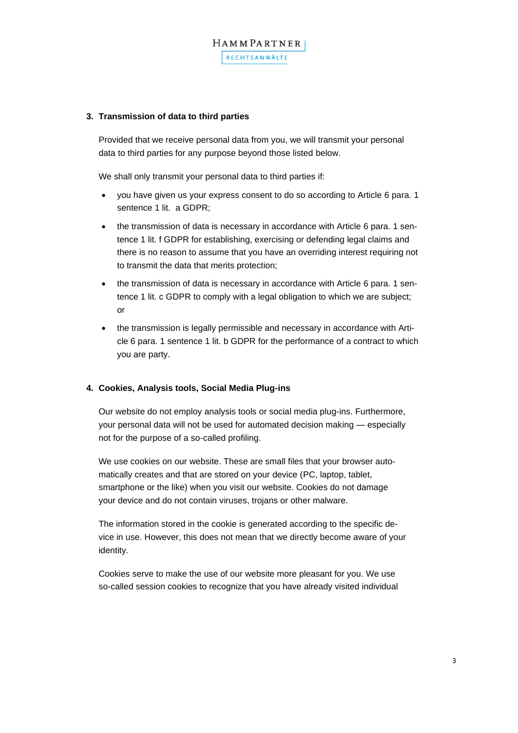## 3. Transmission of data to third parties

Provided that we receive personal data from you, we will transmit your personal data to third parties for any purpose beyond those listed below.

We shall only transmit your personal data to third parties if:

- you have given us your express consent to do so according to Article 6 para. 1 sentence 1 lit. a GDPR;
- the transmission of data is necessary in accordance with Article 6 para. 1 sentence 1 lit. f GDPR for establishing, exercising or defending legal claims and there is no reason to assume that you have an overriding interest requiring not to transmit the data that merits protection;
- the transmission of data is necessary in accordance with Article 6 para. 1 sentence 1 lit. c GDPR to comply with a legal obligation to which we are subject; or
- the transmission is legally permissible and necessary in accordance with Article 6 para. 1 sentence 1 lit. b GDPR for the performance of a contract to which you are party.

## 4. Cookies, Analysis tools, Social Media Plug-ins

Our website do not employ analysis tools or social media plug-ins. Furthermore, your personal data will not be used for automated decision making — especially not for the purpose of a so-called profiling.

We use cookies on our website. These are small files that your browser automatically creates and that are stored on your device (PC, laptop, tablet, smartphone or the like) when you visit our website. Cookies do not damage your device and do not contain viruses, trojans or other malware.

The information stored in the cookie is generated according to the specific device in use. However, this does not mean that we directly become aware of your identity.

Cookies serve to make the use of our website more pleasant for you. We use so-called session cookies to recognize that you have already visited individual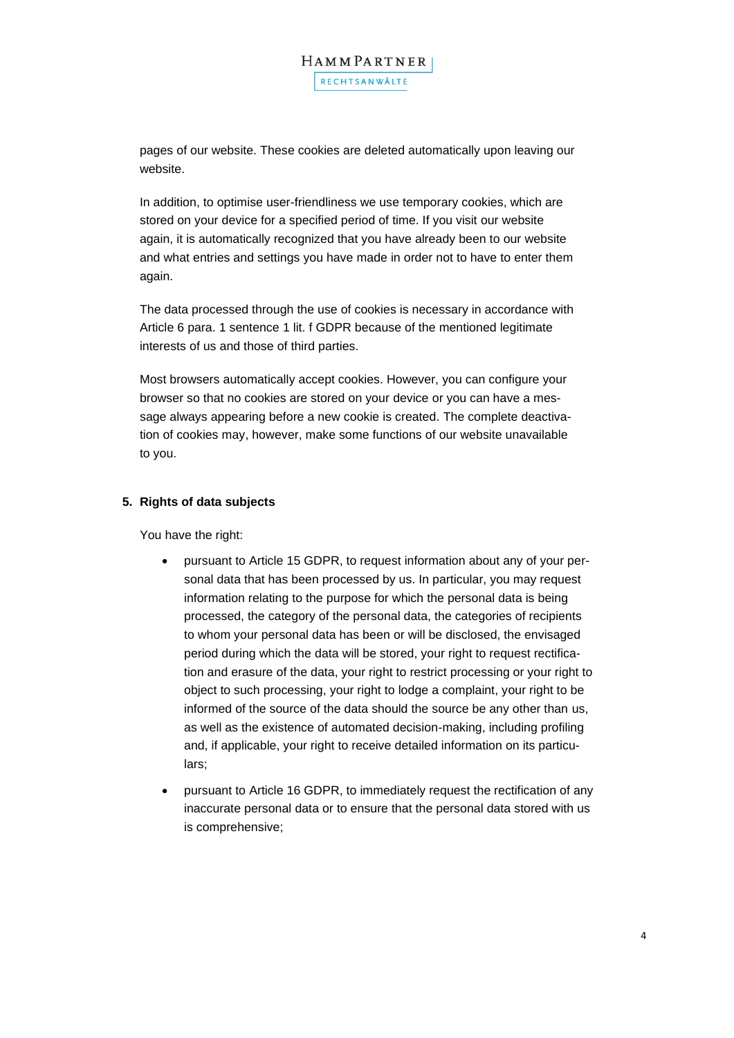pages of our website. These cookies are deleted automatically upon leaving our website.

In addition, to optimise user-friendliness we use temporary cookies, which are stored on your device for a specified period of time. If you visit our website again, it is automatically recognized that you have already been to our website and what entries and settings you have made in order not to have to enter them again.

The data processed through the use of cookies is necessary in accordance with Article 6 para. 1 sentence 1 lit. f GDPR because of the mentioned legitimate interests of us and those of third parties.

Most browsers automatically accept cookies. However, you can configure your browser so that no cookies are stored on your device or you can have a message always appearing before a new cookie is created. The complete deactivation of cookies may, however, make some functions of our website unavailable to you.

**5. Rights of data subjects**

You have the right:

- pursuant to Article 15 GDPR, to request information about any of your personal data that has been processed by us. In particular, you may request information relating to the purpose for which the personal data is being processed, the category of the personal data, the categories of recipients to whom your personal data has been or will be disclosed, the envisaged period during which the data will be stored, your right to request rectification and erasure of the data, your right to restrict processing or your right to object to such processing, your right to lodge a complaint, your right to be informed of the source of the data should the source be any other than us, as well as the existence of automated decision-making, including profiling and, if applicable, your right to receive detailed information on its particulars;
- pursuant to Article 16 GDPR, to immediately request the rectification of any inaccurate personal data or to ensure that the personal data stored with us is comprehensive;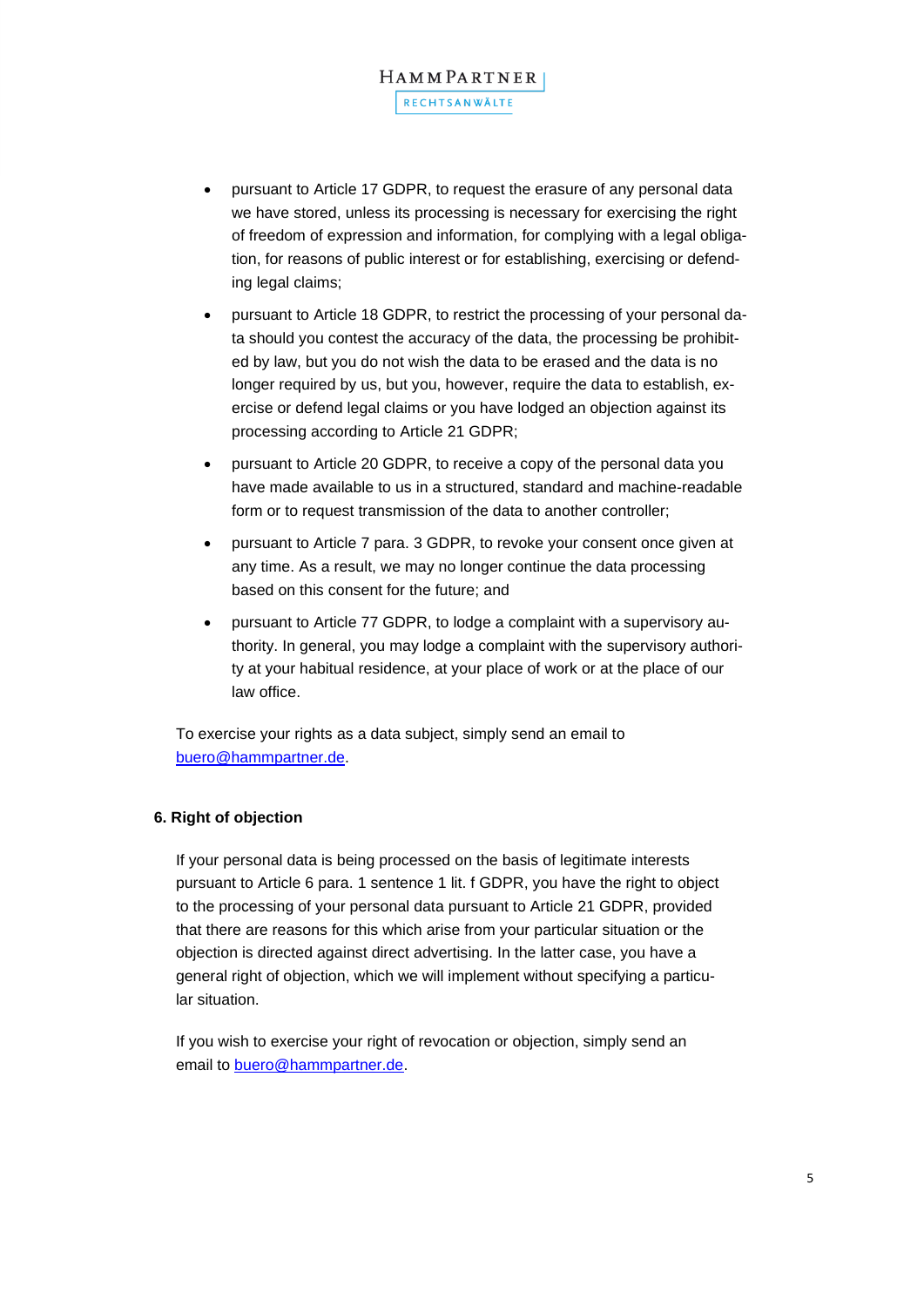- pursuant to Article 17 GDPR, to request the erasure of any personal data we have stored, unless its processing is necessary for exercising the right of freedom of expression and information, for complying with a legal obligation, for reasons of public interest or for establishing, exercising or defending legal claims;
- pursuant to Article 18 GDPR, to restrict the processing of your personal data should you contest the accuracy of the data, the processing be prohibited by law, but you do not wish the data to be erased and the data is no longer required by us, but you, however, require the data to establish, exercise or defend legal claims or you have lodged an objection against its processing according to Article 21 GDPR;
- pursuant to Article 20 GDPR, to receive a copy of the personal data you have made available to us in a structured, standard and machine-readable form or to request transmission of the data to another controller;
- pursuant to Article 7 para. 3 GDPR, to revoke your consent once given at any time. As a result, we may no longer continue the data processing based on this consent for the future; and
- pursuant to Article 77 GDPR, to lodge a complaint with a supervisory authority. In general, you may lodge a complaint with the supervisory authority at your habitual residence, at your place of work or at the place of our law office.

To exercise your rights as a data subject, simply send an email to buero@hammpartner.de.

## 6. Right of objection

If your personal data is being processed on the basis of legitimate interests pursuant to Article 6 para. 1 sentence 1 lit. f GDPR, you have the right to object to the processing of your personal data pursuant to Article 21 GDPR, provided that there are reasons for this which arise from your particular situation or the objection is directed against direct advertising. In the latter case, you have a general right of objection, which we will implement without specifying a particular situation.

If you wish to exercise your right of revocation or objection, simply send an email to buero@hammpartner.de.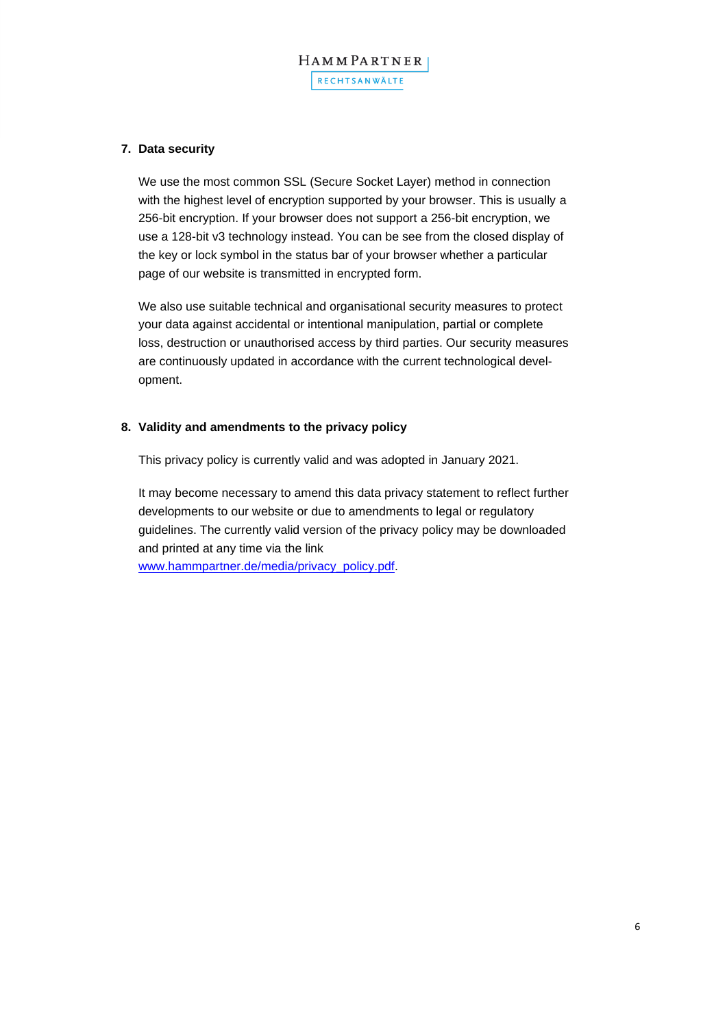## 7. Data security

We use the most common SSL (Secure Socket Layer) method in connection with the highest level of encryption supported by your browser. This is usually a 256-bit encryption. If your browser does not support a 256-bit encryption, we use a 128-bit v3 technology instead. You can be see from the closed display of the key or lock symbol in the status bar of your browser whether a particular page of our website is transmitted in encrypted form.

We also use suitable technical and organisational security measures to protect your data against accidental or intentional manipulation, partial or complete loss, destruction or unauthorised access by third parties. Our security measures are continuously updated in accordance with the current technological development.

## 8. Validity and amendments to the privacy policy

This privacy policy is currently valid and was adopted in January 2021.

It may become necessary to amend this data privacy statement to reflect further developments to our website or due to amendments to legal or regulatory guidelines. The currently valid version of the privacy policy may be downloaded and printed at any time via the link www.hammpartner.de/media/privacy_policy.pdf.